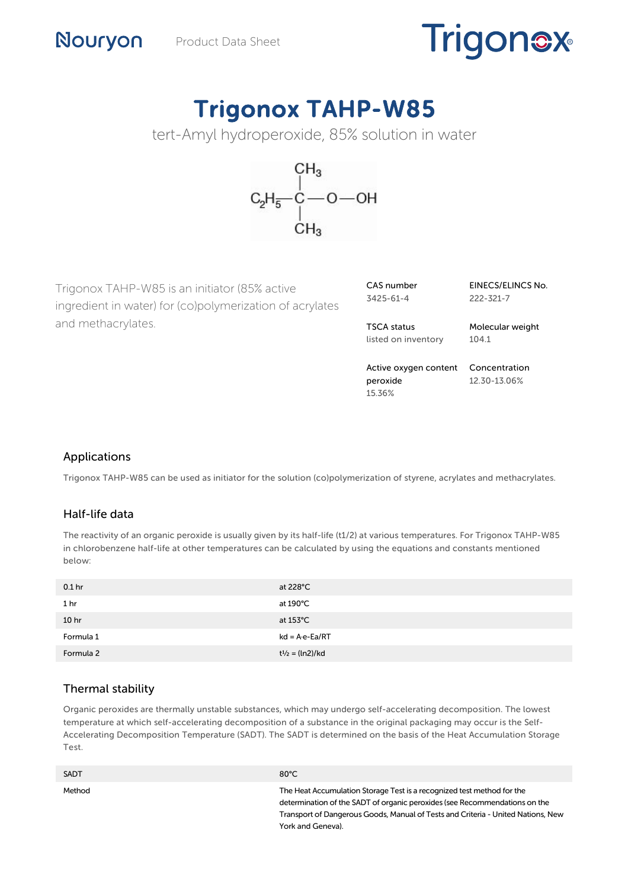Nouryon Product Data Sheet

Trigonox®

# Trigonox TAHP-W85

tert-Amyl hydroperoxide, 85% solution in water

$$C_2H_5-C(CH_3)_2-O-OH$$

Trigonox TAHP-W85 is an initiator (85% active ingredient in water) for (co)polymerization of acrylates and methacrylates.

| | |
|---|---|
| CAS number<br>3425-61-4 | EINECS/ELINCS No.<br>222-321-7 |
| TSCA status<br>listed on inventory | Molecular weight<br>104.1 |
| Active oxygen content peroxide<br>15.36% | Concentration<br>12.30-13.06% |

## Applications

Trigonox TAHP-W85 can be used as initiator for the solution (co)polymerization of styrene, acrylates and methacrylates.

## Half-life data

The reactivity of an organic peroxide is usually given by its half-life (t1/2) at various temperatures. For Trigonox TAHP-W85 in chlorobenzene half-life at other temperatures can be calculated by using the equations and constants mentioned below:

| | |
|---|---|
| 0.1 hr | at 228°C |
| 1 hr | at 190°C |
| 10 hr | at 153°C |
| Formula 1 | $kd = A \cdot e^{-Ea/RT}$ |
| Formula 2 | $t½ = (\ln 2)/kd$ |

## Thermal stability

Organic peroxides are thermally unstable substances, which may undergo self-accelerating decomposition. The lowest temperature at which self-accelerating decomposition of a substance in the original packaging may occur is the Self-Accelerating Decomposition Temperature (SADT). The SADT is determined on the basis of the Heat Accumulation Storage Test.

| | |
|---|---|
| SADT | 80°C |
| Method | The Heat Accumulation Storage Test is a recognized test method for the determination of the SADT of organic peroxides (see Recommendations on the Transport of Dangerous Goods, Manual of Tests and Criteria - United Nations, New York and Geneva). |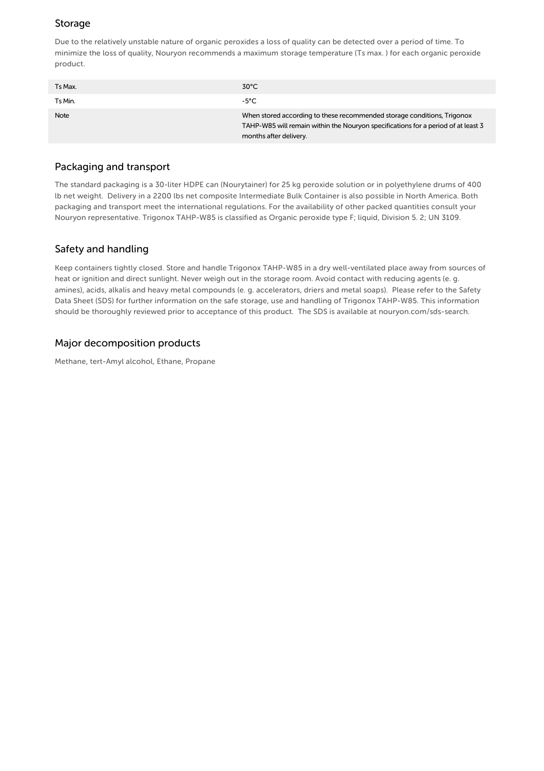## Storage

Due to the relatively unstable nature of organic peroxides a loss of quality can be detected over a period of time. To minimize the loss of quality, Nouryon recommends a maximum storage temperature (Ts max. ) for each organic peroxide product.

| | |
|---|---|
| Ts Max. | 30°C |
| Ts Min. | -5°C |
| Note | When stored according to these recommended storage conditions, Trigonox TAHP-W85 will remain within the Nouryon specifications for a period of at least 3 months after delivery. |

## Packaging and transport

The standard packaging is a 30-liter HDPE can (Nourytainer) for 25 kg peroxide solution or in polyethylene drums of 400 lb net weight. Delivery in a 2200 lbs net composite Intermediate Bulk Container is also possible in North America. Both packaging and transport meet the international regulations. For the availability of other packed quantities consult your Nouryon representative. Trigonox TAHP-W85 is classified as Organic peroxide type F; liquid, Division 5. 2; UN 3109.

## Safety and handling

Keep containers tightly closed. Store and handle Trigonox TAHP-W85 in a dry well-ventilated place away from sources of heat or ignition and direct sunlight. Never weigh out in the storage room. Avoid contact with reducing agents (e. g. amines), acids, alkalis and heavy metal compounds (e. g. accelerators, driers and metal soaps). Please refer to the Safety Data Sheet (SDS) for further information on the safe storage, use and handling of Trigonox TAHP-W85. This information should be thoroughly reviewed prior to acceptance of this product. The SDS is available at nouryon.com/sds-search.

## Major decomposition products

Methane, tert-Amyl alcohol, Ethane, Propane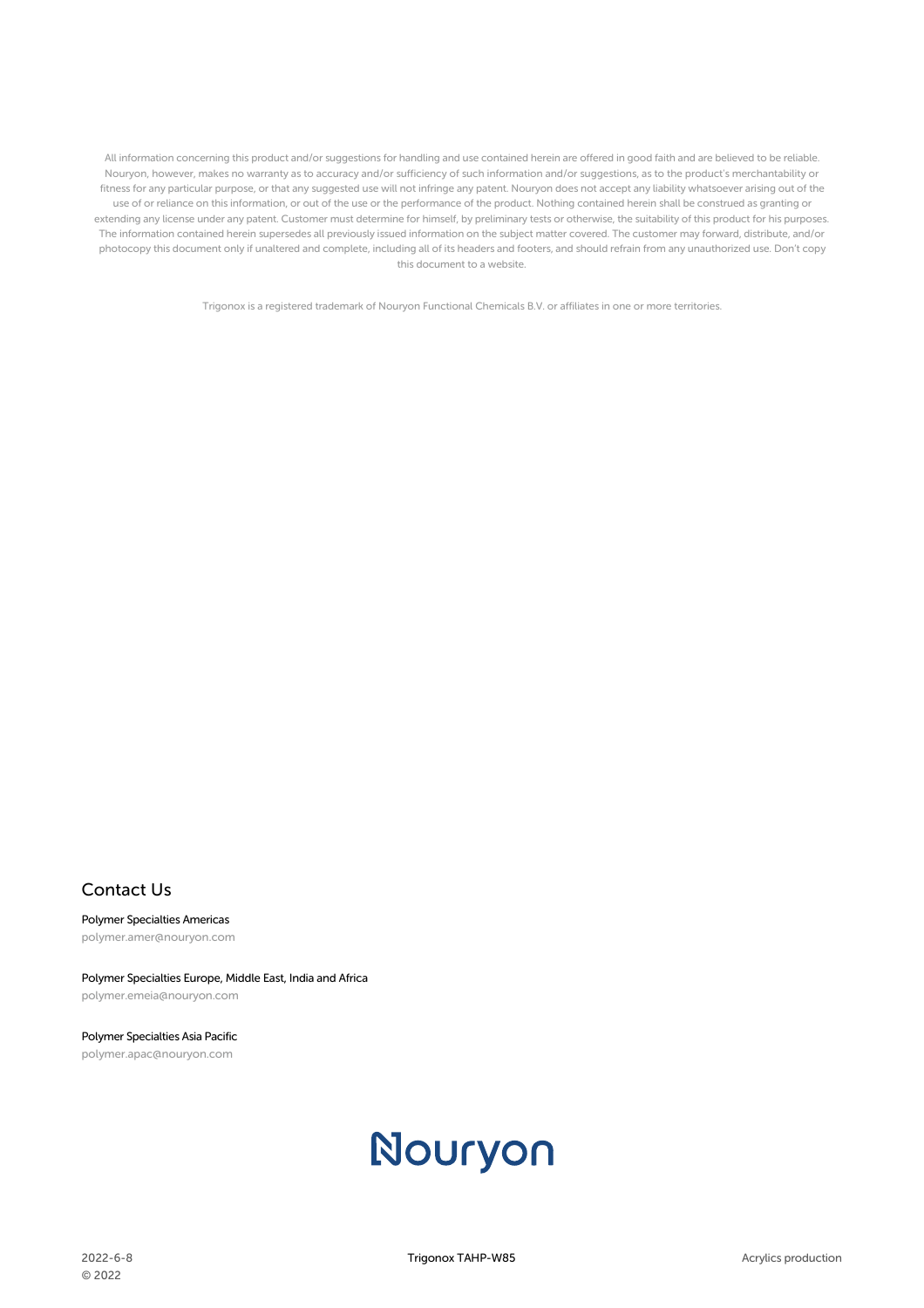All information concerning this product and/or suggestions for handling and use contained herein are offered in good faith and are believed to be reliable. Nouryon, however, makes no warranty as to accuracy and/or sufficiency of such information and/or suggestions, as to the product's merchantability or fitness for any particular purpose, or that any suggested use will not infringe any patent. Nouryon does not accept any liability whatsoever arising out of the use of or reliance on this information, or out of the use or the performance of the product. Nothing contained herein shall be construed as granting or extending any license under any patent. Customer must determine for himself, by preliminary tests or otherwise, the suitability of this product for his purposes. The information contained herein supersedes all previously issued information on the subject matter covered. The customer may forward, distribute, and/or photocopy this document only if unaltered and complete, including all of its headers and footers, and should refrain from any unauthorized use. Don't copy this document to a website.

Trigonox is a registered trademark of Nouryon Functional Chemicals B.V. or affiliates in one or more territories.

## Contact Us

Polymer Specialties Americas
polymer.amer@nouryon.com

Polymer Specialties Europe, Middle East, India and Africa
polymer.emeia@nouryon.com

Polymer Specialties Asia Pacific
polymer.apac@nouryon.com

Nouryon

2022-6-8
© 2022